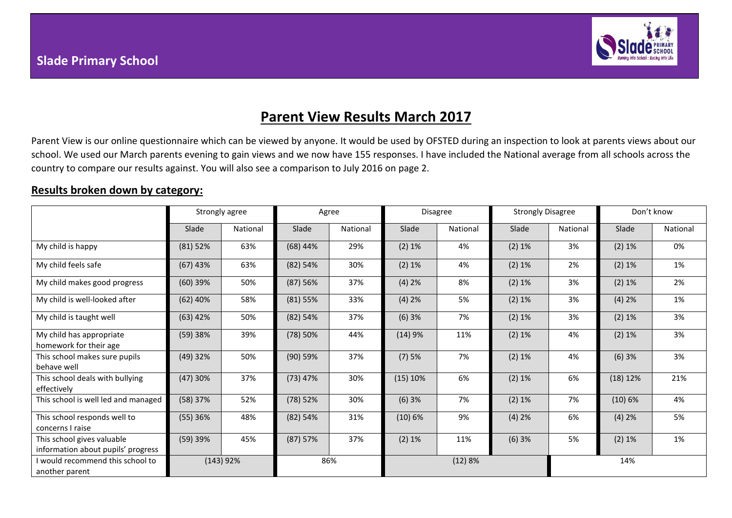**Slade Primary School**

# Parent View Results March 2017

Parent View is our online questionnaire which can be viewed by anyone. It would be used by OFSTED during an inspection to look at parents views about our school. We used our March parents evening to gain views and we now have 155 responses. I have included the National average from all schools across the country to compare our results against. You will also see a comparison to July 2016 on page 2.

## Results broken down by category:

| | Strongly agree | | Agree | | Disagree | | Strongly Disagree | | Don't know | |
|---|---|---|---|---|---|---|---|---|---|---|
| | Slade | National | Slade | National | Slade | National | Slade | National | Slade | National |
| My child is happy | (81) 52% | 63% | (68) 44% | 29% | (2) 1% | 4% | (2) 1% | 3% | (2) 1% | 0% |
| My child feels safe | (67) 43% | 63% | (82) 54% | 30% | (2) 1% | 4% | (2) 1% | 2% | (2) 1% | 1% |
| My child makes good progress | (60) 39% | 50% | (87) 56% | 37% | (4) 2% | 8% | (2) 1% | 3% | (2) 1% | 2% |
| My child is well-looked after | (62) 40% | 58% | (81) 55% | 33% | (4) 2% | 5% | (2) 1% | 3% | (4) 2% | 1% |
| My child is taught well | (63) 42% | 50% | (82) 54% | 37% | (6) 3% | 7% | (2) 1% | 3% | (2) 1% | 3% |
| My child has appropriate homework for their age | (59) 38% | 39% | (78) 50% | 44% | (14) 9% | 11% | (2) 1% | 4% | (2) 1% | 3% |
| This school makes sure pupils behave well | (49) 32% | 50% | (90) 59% | 37% | (7) 5% | 7% | (2) 1% | 4% | (6) 3% | 3% |
| This school deals with bullying effectively | (47) 30% | 37% | (73) 47% | 30% | (15) 10% | 6% | (2) 1% | 6% | (18) 12% | 21% |
| This school is well led and managed | (58) 37% | 52% | (78) 52% | 30% | (6) 3% | 7% | (2) 1% | 7% | (10) 6% | 4% |
| This school responds well to concerns I raise | (55) 36% | 48% | (82) 54% | 31% | (10) 6% | 9% | (4) 2% | 6% | (4) 2% | 5% |
| This school gives valuable information about pupils' progress | (59) 39% | 45% | (87) 57% | 37% | (2) 1% | 11% | (6) 3% | 5% | (2) 1% | 1% |
| I would recommend this school to another parent | (143) 92% | | 86% | | (12) 8% | | | | 14% | |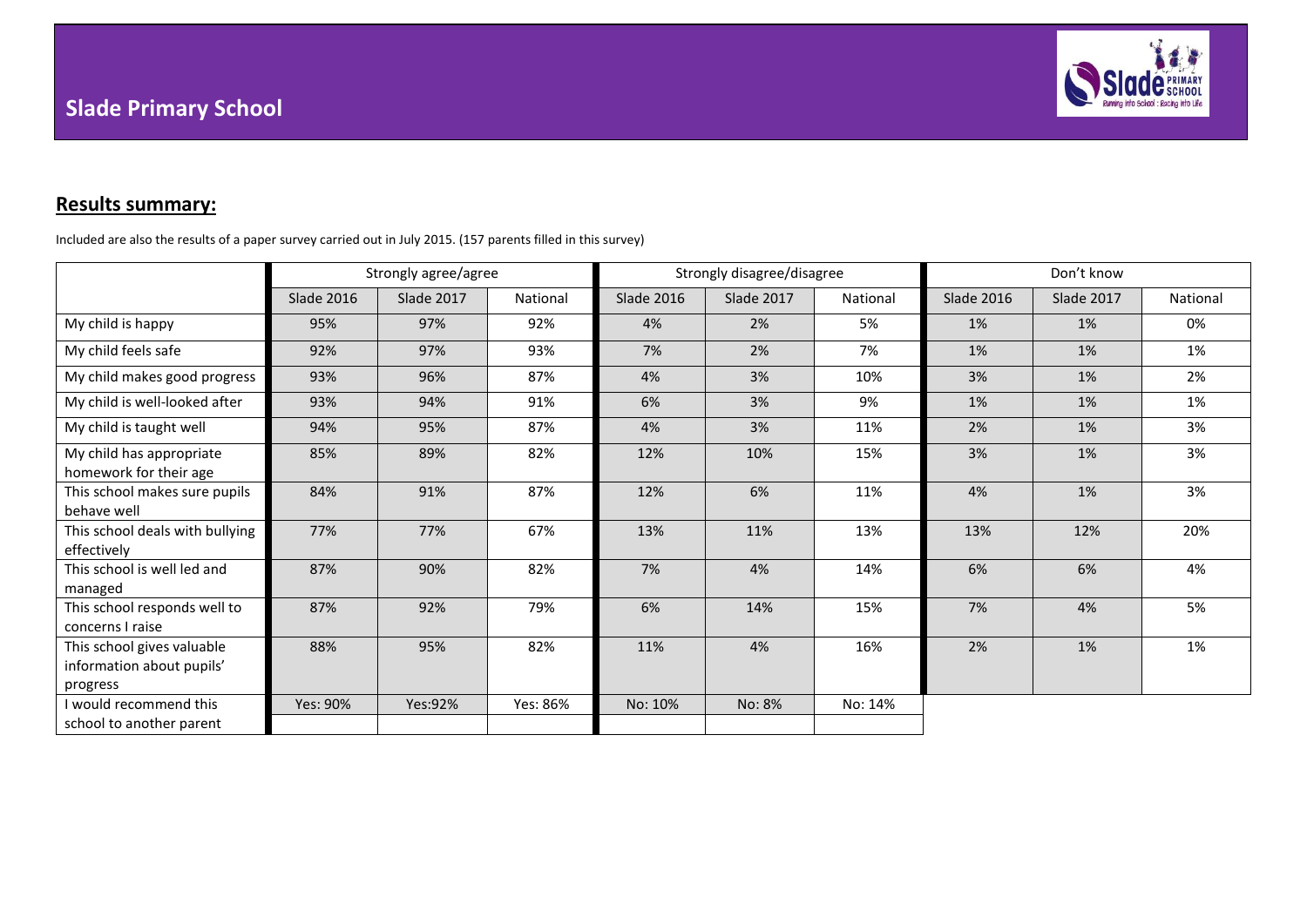# Slade Primary School

## Results summary:

Included are also the results of a paper survey carried out in July 2015. (157 parents filled in this survey)

| | Strongly agree/agree | | | Strongly disagree/disagree | | | Don't know | | |
|---|---|---|---|---|---|---|---|---|---|
| | Slade 2016 | Slade 2017 | National | Slade 2016 | Slade 2017 | National | Slade 2016 | Slade 2017 | National |
| My child is happy | 95% | 97% | 92% | 4% | 2% | 5% | 1% | 1% | 0% |
| My child feels safe | 92% | 97% | 93% | 7% | 2% | 7% | 1% | 1% | 1% |
| My child makes good progress | 93% | 96% | 87% | 4% | 3% | 10% | 3% | 1% | 2% |
| My child is well-looked after | 93% | 94% | 91% | 6% | 3% | 9% | 1% | 1% | 1% |
| My child is taught well | 94% | 95% | 87% | 4% | 3% | 11% | 2% | 1% | 3% |
| My child has appropriate homework for their age | 85% | 89% | 82% | 12% | 10% | 15% | 3% | 1% | 3% |
| This school makes sure pupils behave well | 84% | 91% | 87% | 12% | 6% | 11% | 4% | 1% | 3% |
| This school deals with bullying effectively | 77% | 77% | 67% | 13% | 11% | 13% | 13% | 12% | 20% |
| This school is well led and managed | 87% | 90% | 82% | 7% | 4% | 14% | 6% | 6% | 4% |
| This school responds well to concerns I raise | 87% | 92% | 79% | 6% | 14% | 15% | 7% | 4% | 5% |
| This school gives valuable information about pupils' progress | 88% | 95% | 82% | 11% | 4% | 16% | 2% | 1% | 1% |
| I would recommend this school to another parent | Yes: 90% | Yes:92% | Yes: 86% | No: 10% | No: 8% | No: 14% | | | |